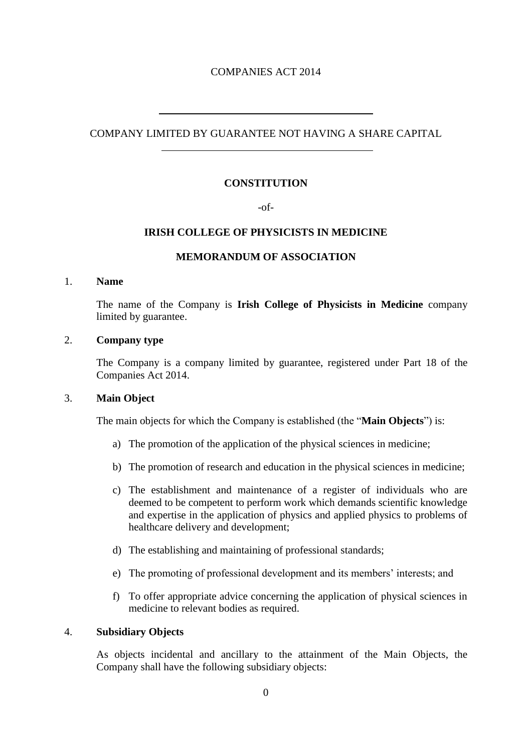COMPANIES ACT 2014

---

COMPANY LIMITED BY GUARANTEE NOT HAVING A SHARE CAPITAL

---

**CONSTITUTION**

-of-

**IRISH COLLEGE OF PHYSICISTS IN MEDICINE**

**MEMORANDUM OF ASSOCIATION**

1. **Name**

   The name of the Company is **Irish College of Physicists in Medicine** company limited by guarantee.

2. **Company type**

   The Company is a company limited by guarantee, registered under Part 18 of the Companies Act 2014.

3. **Main Object**

   The main objects for which the Company is established (the "**Main Objects**") is:

   a) The promotion of the application of the physical sciences in medicine;

   b) The promotion of research and education in the physical sciences in medicine;

   c) The establishment and maintenance of a register of individuals who are deemed to be competent to perform work which demands scientific knowledge and expertise in the application of physics and applied physics to problems of healthcare delivery and development;

   d) The establishing and maintaining of professional standards;

   e) The promoting of professional development and its members' interests; and

   f) To offer appropriate advice concerning the application of physical sciences in medicine to relevant bodies as required.

4. **Subsidiary Objects**

   As objects incidental and ancillary to the attainment of the Main Objects, the Company shall have the following subsidiary objects: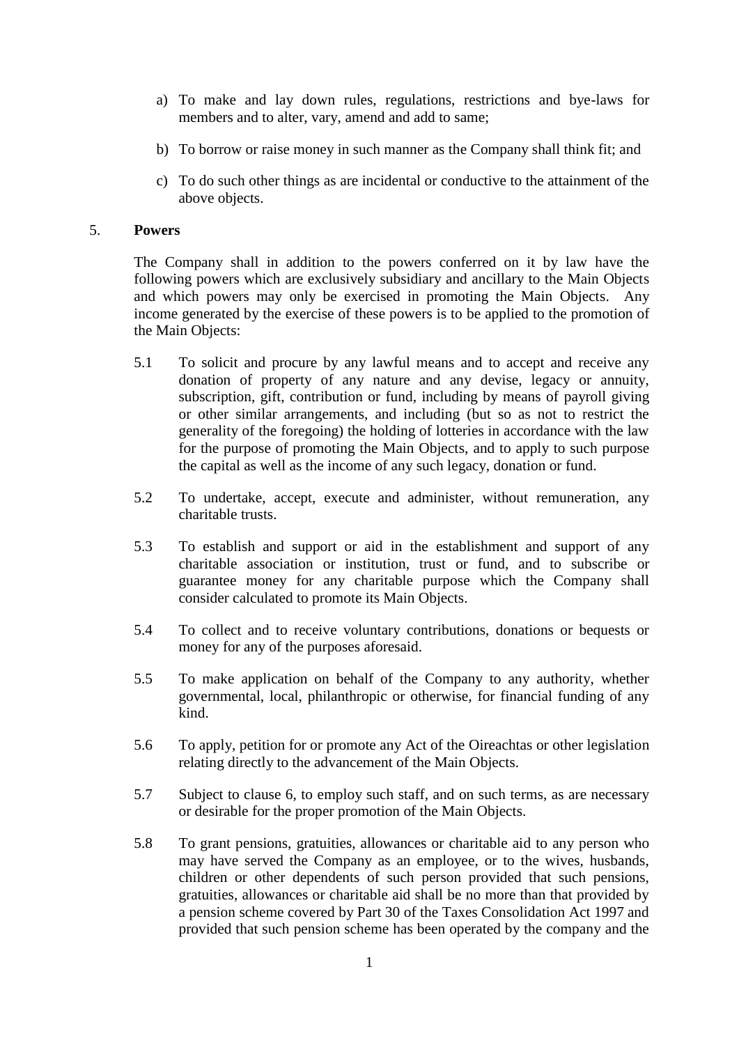a) To make and lay down rules, regulations, restrictions and bye-laws for members and to alter, vary, amend and add to same;

b) To borrow or raise money in such manner as the Company shall think fit; and

c) To do such other things as are incidental or conductive to the attainment of the above objects.

## 5. **Powers**

The Company shall in addition to the powers conferred on it by law have the following powers which are exclusively subsidiary and ancillary to the Main Objects and which powers may only be exercised in promoting the Main Objects. Any income generated by the exercise of these powers is to be applied to the promotion of the Main Objects:

5.1 To solicit and procure by any lawful means and to accept and receive any donation of property of any nature and any devise, legacy or annuity, subscription, gift, contribution or fund, including by means of payroll giving or other similar arrangements, and including (but so as not to restrict the generality of the foregoing) the holding of lotteries in accordance with the law for the purpose of promoting the Main Objects, and to apply to such purpose the capital as well as the income of any such legacy, donation or fund.

5.2 To undertake, accept, execute and administer, without remuneration, any charitable trusts.

5.3 To establish and support or aid in the establishment and support of any charitable association or institution, trust or fund, and to subscribe or guarantee money for any charitable purpose which the Company shall consider calculated to promote its Main Objects.

5.4 To collect and to receive voluntary contributions, donations or bequests or money for any of the purposes aforesaid.

5.5 To make application on behalf of the Company to any authority, whether governmental, local, philanthropic or otherwise, for financial funding of any kind.

5.6 To apply, petition for or promote any Act of the Oireachtas or other legislation relating directly to the advancement of the Main Objects.

5.7 Subject to clause 6, to employ such staff, and on such terms, as are necessary or desirable for the proper promotion of the Main Objects.

5.8 To grant pensions, gratuities, allowances or charitable aid to any person who may have served the Company as an employee, or to the wives, husbands, children or other dependents of such person provided that such pensions, gratuities, allowances or charitable aid shall be no more than that provided by a pension scheme covered by Part 30 of the Taxes Consolidation Act 1997 and provided that such pension scheme has been operated by the company and the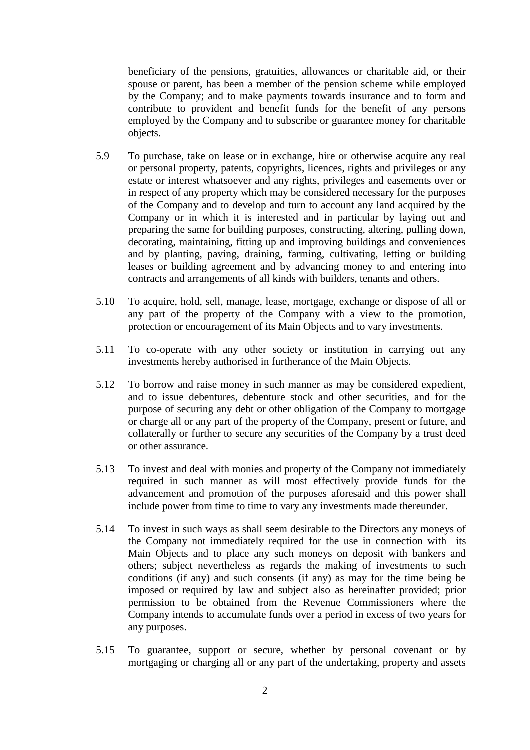beneficiary of the pensions, gratuities, allowances or charitable aid, or their spouse or parent, has been a member of the pension scheme while employed by the Company; and to make payments towards insurance and to form and contribute to provident and benefit funds for the benefit of any persons employed by the Company and to subscribe or guarantee money for charitable objects.

5.9 To purchase, take on lease or in exchange, hire or otherwise acquire any real or personal property, patents, copyrights, licences, rights and privileges or any estate or interest whatsoever and any rights, privileges and easements over or in respect of any property which may be considered necessary for the purposes of the Company and to develop and turn to account any land acquired by the Company or in which it is interested and in particular by laying out and preparing the same for building purposes, constructing, altering, pulling down, decorating, maintaining, fitting up and improving buildings and conveniences and by planting, paving, draining, farming, cultivating, letting or building leases or building agreement and by advancing money to and entering into contracts and arrangements of all kinds with builders, tenants and others.

5.10 To acquire, hold, sell, manage, lease, mortgage, exchange or dispose of all or any part of the property of the Company with a view to the promotion, protection or encouragement of its Main Objects and to vary investments.

5.11 To co-operate with any other society or institution in carrying out any investments hereby authorised in furtherance of the Main Objects.

5.12 To borrow and raise money in such manner as may be considered expedient, and to issue debentures, debenture stock and other securities, and for the purpose of securing any debt or other obligation of the Company to mortgage or charge all or any part of the property of the Company, present or future, and collaterally or further to secure any securities of the Company by a trust deed or other assurance.

5.13 To invest and deal with monies and property of the Company not immediately required in such manner as will most effectively provide funds for the advancement and promotion of the purposes aforesaid and this power shall include power from time to time to vary any investments made thereunder.

5.14 To invest in such ways as shall seem desirable to the Directors any moneys of the Company not immediately required for the use in connection with its Main Objects and to place any such moneys on deposit with bankers and others; subject nevertheless as regards the making of investments to such conditions (if any) and such consents (if any) as may for the time being be imposed or required by law and subject also as hereinafter provided; prior permission to be obtained from the Revenue Commissioners where the Company intends to accumulate funds over a period in excess of two years for any purposes.

5.15 To guarantee, support or secure, whether by personal covenant or by mortgaging or charging all or any part of the undertaking, property and assets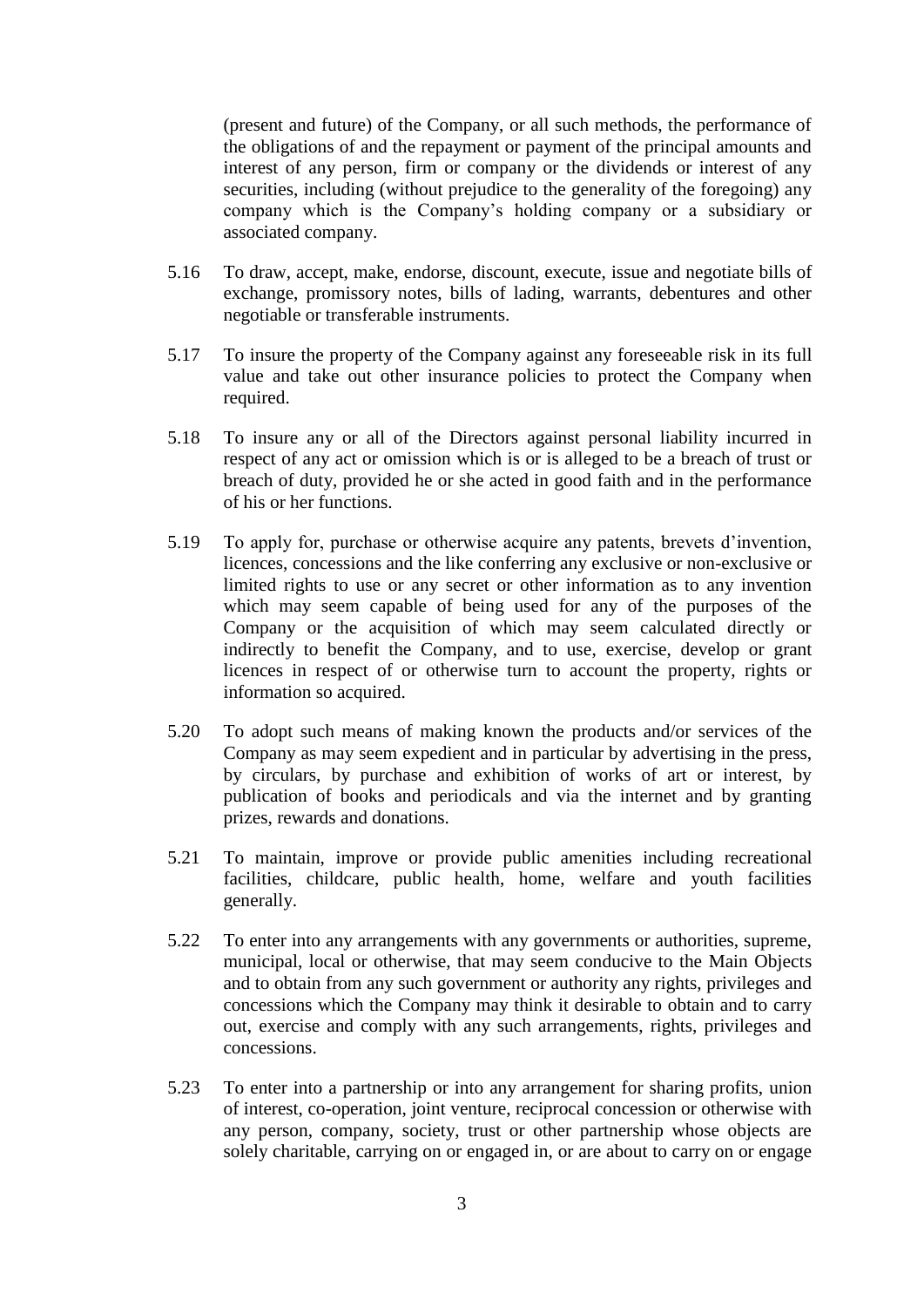(present and future) of the Company, or all such methods, the performance of the obligations of and the repayment or payment of the principal amounts and interest of any person, firm or company or the dividends or interest of any securities, including (without prejudice to the generality of the foregoing) any company which is the Company's holding company or a subsidiary or associated company.

5.16 To draw, accept, make, endorse, discount, execute, issue and negotiate bills of exchange, promissory notes, bills of lading, warrants, debentures and other negotiable or transferable instruments.

5.17 To insure the property of the Company against any foreseeable risk in its full value and take out other insurance policies to protect the Company when required.

5.18 To insure any or all of the Directors against personal liability incurred in respect of any act or omission which is or is alleged to be a breach of trust or breach of duty, provided he or she acted in good faith and in the performance of his or her functions.

5.19 To apply for, purchase or otherwise acquire any patents, brevets d'invention, licences, concessions and the like conferring any exclusive or non-exclusive or limited rights to use or any secret or other information as to any invention which may seem capable of being used for any of the purposes of the Company or the acquisition of which may seem calculated directly or indirectly to benefit the Company, and to use, exercise, develop or grant licences in respect of or otherwise turn to account the property, rights or information so acquired.

5.20 To adopt such means of making known the products and/or services of the Company as may seem expedient and in particular by advertising in the press, by circulars, by purchase and exhibition of works of art or interest, by publication of books and periodicals and via the internet and by granting prizes, rewards and donations.

5.21 To maintain, improve or provide public amenities including recreational facilities, childcare, public health, home, welfare and youth facilities generally.

5.22 To enter into any arrangements with any governments or authorities, supreme, municipal, local or otherwise, that may seem conducive to the Main Objects and to obtain from any such government or authority any rights, privileges and concessions which the Company may think it desirable to obtain and to carry out, exercise and comply with any such arrangements, rights, privileges and concessions.

5.23 To enter into a partnership or into any arrangement for sharing profits, union of interest, co-operation, joint venture, reciprocal concession or otherwise with any person, company, society, trust or other partnership whose objects are solely charitable, carrying on or engaged in, or are about to carry on or engage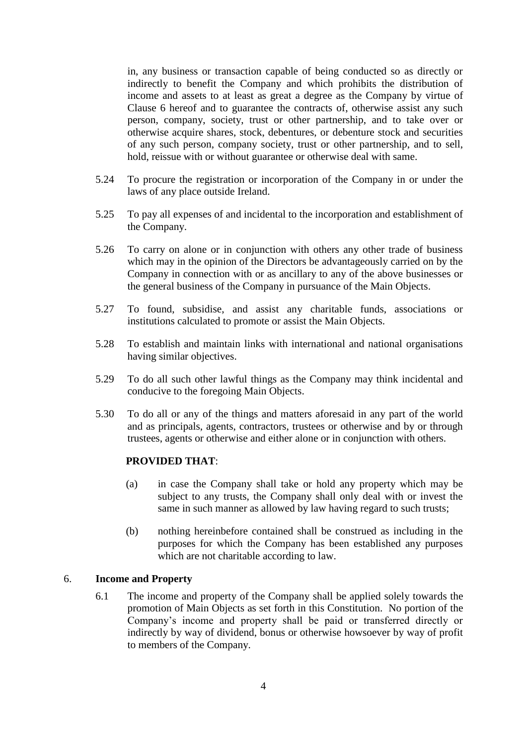in, any business or transaction capable of being conducted so as directly or indirectly to benefit the Company and which prohibits the distribution of income and assets to at least as great a degree as the Company by virtue of Clause 6 hereof and to guarantee the contracts of, otherwise assist any such person, company, society, trust or other partnership, and to take over or otherwise acquire shares, stock, debentures, or debenture stock and securities of any such person, company society, trust or other partnership, and to sell, hold, reissue with or without guarantee or otherwise deal with same.

5.24 To procure the registration or incorporation of the Company in or under the laws of any place outside Ireland.

5.25 To pay all expenses of and incidental to the incorporation and establishment of the Company.

5.26 To carry on alone or in conjunction with others any other trade of business which may in the opinion of the Directors be advantageously carried on by the Company in connection with or as ancillary to any of the above businesses or the general business of the Company in pursuance of the Main Objects.

5.27 To found, subsidise, and assist any charitable funds, associations or institutions calculated to promote or assist the Main Objects.

5.28 To establish and maintain links with international and national organisations having similar objectives.

5.29 To do all such other lawful things as the Company may think incidental and conducive to the foregoing Main Objects.

5.30 To do all or any of the things and matters aforesaid in any part of the world and as principals, agents, contractors, trustees or otherwise and by or through trustees, agents or otherwise and either alone or in conjunction with others.

**PROVIDED THAT**:

(a) in case the Company shall take or hold any property which may be subject to any trusts, the Company shall only deal with or invest the same in such manner as allowed by law having regard to such trusts;

(b) nothing hereinbefore contained shall be construed as including in the purposes for which the Company has been established any purposes which are not charitable according to law.

6. **Income and Property**

6.1 The income and property of the Company shall be applied solely towards the promotion of Main Objects as set forth in this Constitution. No portion of the Company's income and property shall be paid or transferred directly or indirectly by way of dividend, bonus or otherwise howsoever by way of profit to members of the Company.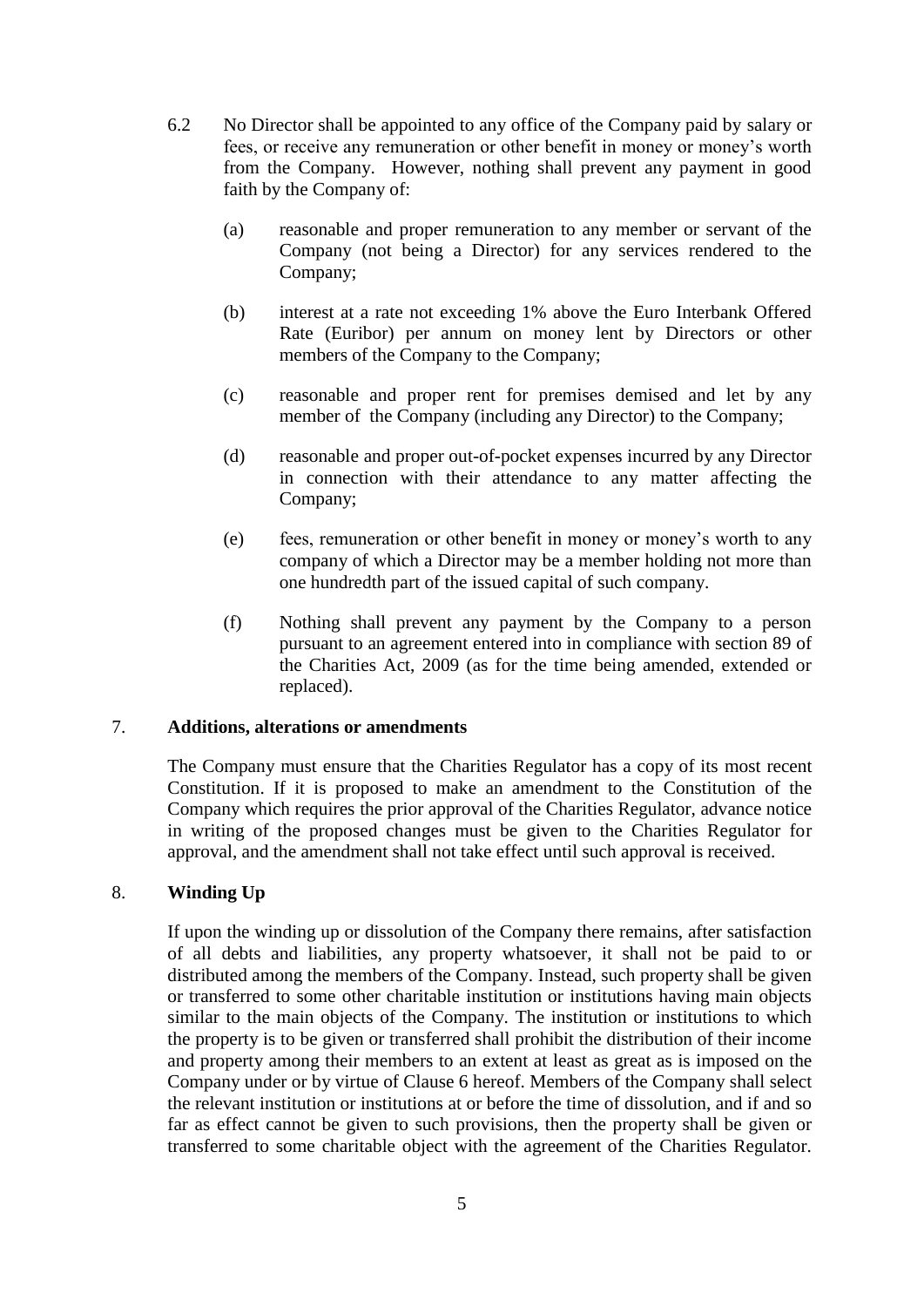6.2 No Director shall be appointed to any office of the Company paid by salary or fees, or receive any remuneration or other benefit in money or money's worth from the Company. However, nothing shall prevent any payment in good faith by the Company of:

(a) reasonable and proper remuneration to any member or servant of the Company (not being a Director) for any services rendered to the Company;

(b) interest at a rate not exceeding 1% above the Euro Interbank Offered Rate (Euribor) per annum on money lent by Directors or other members of the Company to the Company;

(c) reasonable and proper rent for premises demised and let by any member of the Company (including any Director) to the Company;

(d) reasonable and proper out-of-pocket expenses incurred by any Director in connection with their attendance to any matter affecting the Company;

(e) fees, remuneration or other benefit in money or money's worth to any company of which a Director may be a member holding not more than one hundredth part of the issued capital of such company.

(f) Nothing shall prevent any payment by the Company to a person pursuant to an agreement entered into in compliance with section 89 of the Charities Act, 2009 (as for the time being amended, extended or replaced).

## 7. Additions, alterations or amendments

The Company must ensure that the Charities Regulator has a copy of its most recent Constitution. If it is proposed to make an amendment to the Constitution of the Company which requires the prior approval of the Charities Regulator, advance notice in writing of the proposed changes must be given to the Charities Regulator for approval, and the amendment shall not take effect until such approval is received.

## 8. Winding Up

If upon the winding up or dissolution of the Company there remains, after satisfaction of all debts and liabilities, any property whatsoever, it shall not be paid to or distributed among the members of the Company. Instead, such property shall be given or transferred to some other charitable institution or institutions having main objects similar to the main objects of the Company. The institution or institutions to which the property is to be given or transferred shall prohibit the distribution of their income and property among their members to an extent at least as great as is imposed on the Company under or by virtue of Clause 6 hereof. Members of the Company shall select the relevant institution or institutions at or before the time of dissolution, and if and so far as effect cannot be given to such provisions, then the property shall be given or transferred to some charitable object with the agreement of the Charities Regulator.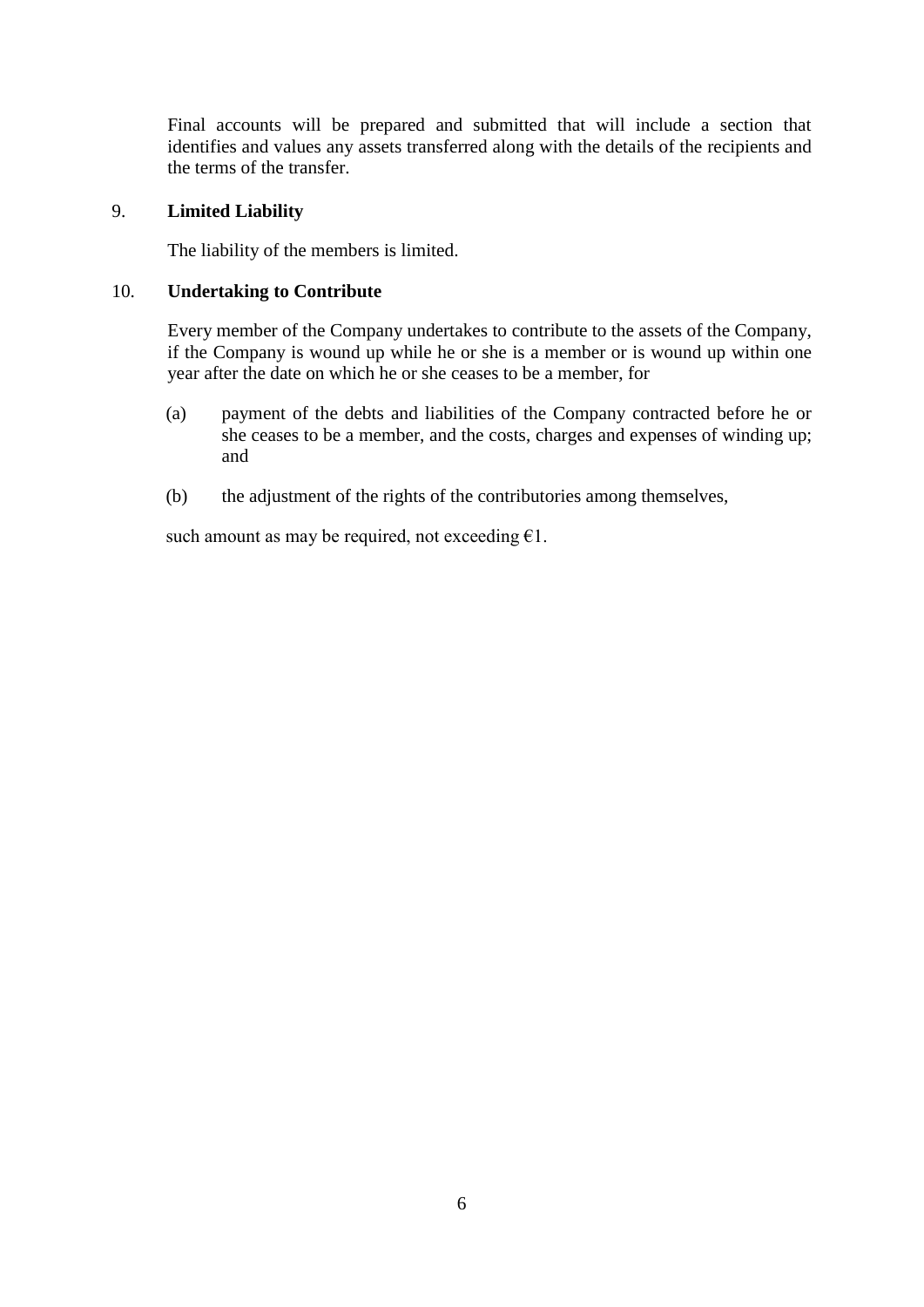Final accounts will be prepared and submitted that will include a section that identifies and values any assets transferred along with the details of the recipients and the terms of the transfer.

9. **Limited Liability**

The liability of the members is limited.

10. **Undertaking to Contribute**

Every member of the Company undertakes to contribute to the assets of the Company, if the Company is wound up while he or she is a member or is wound up within one year after the date on which he or she ceases to be a member, for

(a) payment of the debts and liabilities of the Company contracted before he or she ceases to be a member, and the costs, charges and expenses of winding up; and

(b) the adjustment of the rights of the contributories among themselves,

such amount as may be required, not exceeding €1.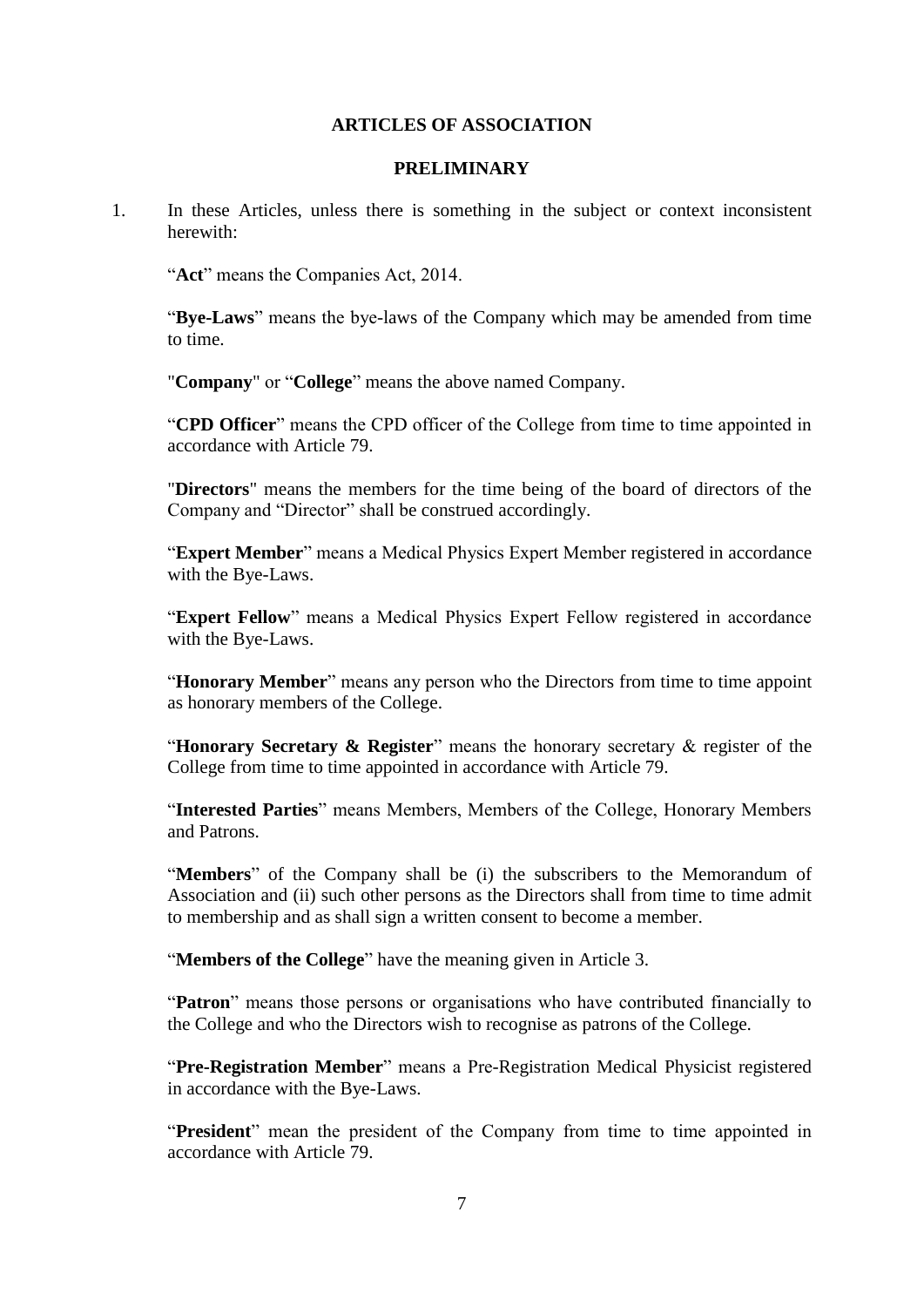# ARTICLES OF ASSOCIATION

## PRELIMINARY

1. In these Articles, unless there is something in the subject or context inconsistent herewith:

   "**Act**" means the Companies Act, 2014.

   "**Bye-Laws**" means the bye-laws of the Company which may be amended from time to time.

   "**Company**" or "**College**" means the above named Company.

   "**CPD Officer**" means the CPD officer of the College from time to time appointed in accordance with Article 79.

   "**Directors**" means the members for the time being of the board of directors of the Company and "Director" shall be construed accordingly.

   "**Expert Member**" means a Medical Physics Expert Member registered in accordance with the Bye-Laws.

   "**Expert Fellow**" means a Medical Physics Expert Fellow registered in accordance with the Bye-Laws.

   "**Honorary Member**" means any person who the Directors from time to time appoint as honorary members of the College.

   "**Honorary Secretary & Register**" means the honorary secretary & register of the College from time to time appointed in accordance with Article 79.

   "**Interested Parties**" means Members, Members of the College, Honorary Members and Patrons.

   "**Members**" of the Company shall be (i) the subscribers to the Memorandum of Association and (ii) such other persons as the Directors shall from time to time admit to membership and as shall sign a written consent to become a member.

   "**Members of the College**" have the meaning given in Article 3.

   "**Patron**" means those persons or organisations who have contributed financially to the College and who the Directors wish to recognise as patrons of the College.

   "**Pre-Registration Member**" means a Pre-Registration Medical Physicist registered in accordance with the Bye-Laws.

   "**President**" mean the president of the Company from time to time appointed in accordance with Article 79.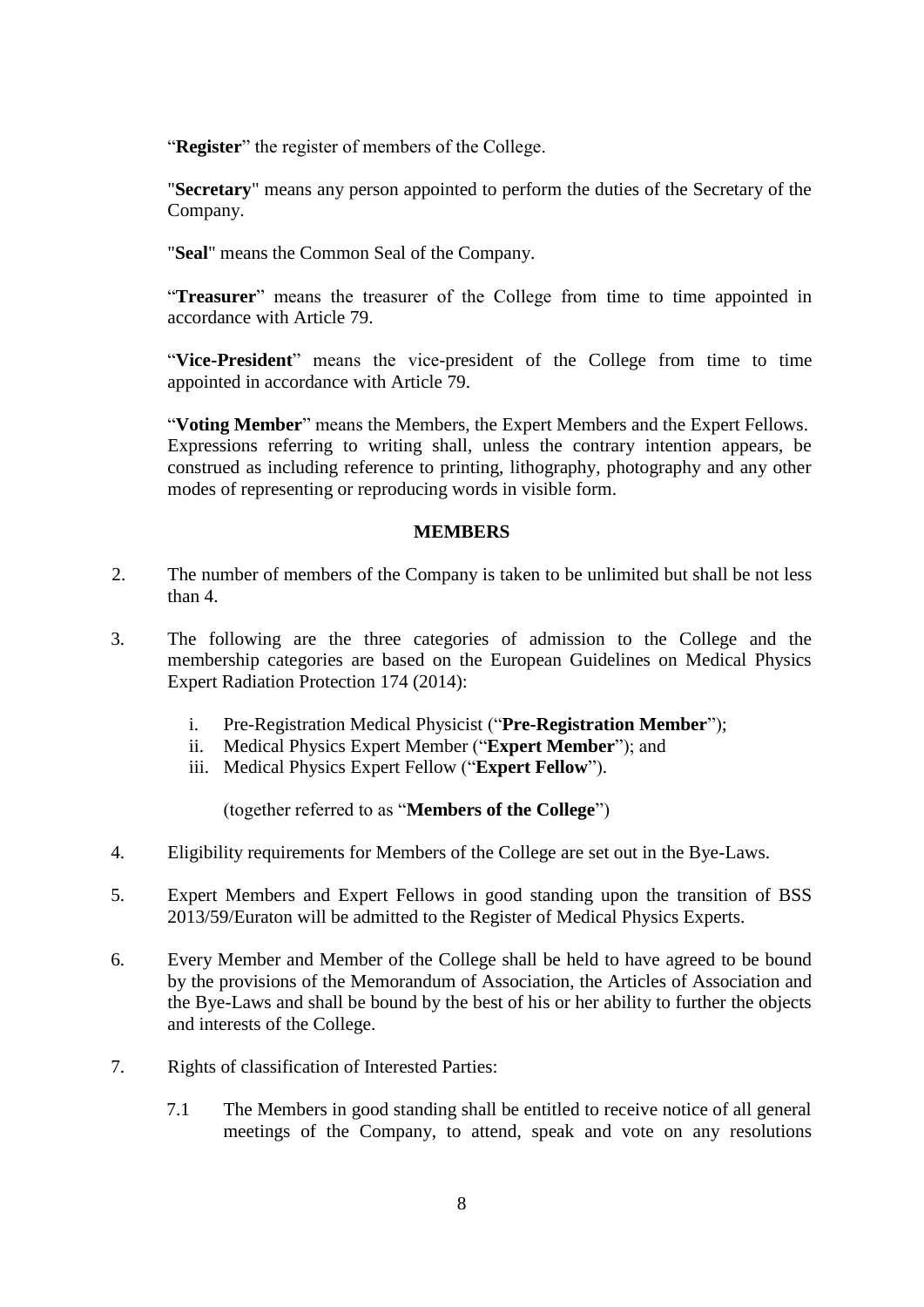"**Register**" the register of members of the College.

"**Secretary**" means any person appointed to perform the duties of the Secretary of the Company.

"**Seal**" means the Common Seal of the Company.

"**Treasurer**" means the treasurer of the College from time to time appointed in accordance with Article 79.

"**Vice-President**" means the vice-president of the College from time to time appointed in accordance with Article 79.

"**Voting Member**" means the Members, the Expert Members and the Expert Fellows. Expressions referring to writing shall, unless the contrary intention appears, be construed as including reference to printing, lithography, photography and any other modes of representing or reproducing words in visible form.

**MEMBERS**

2. The number of members of the Company is taken to be unlimited but shall be not less than 4.

3. The following are the three categories of admission to the College and the membership categories are based on the European Guidelines on Medical Physics Expert Radiation Protection 174 (2014):

   i. Pre-Registration Medical Physicist ("**Pre-Registration Member**");
   ii. Medical Physics Expert Member ("**Expert Member**"); and
   iii. Medical Physics Expert Fellow ("**Expert Fellow**").

   (together referred to as "**Members of the College**")

4. Eligibility requirements for Members of the College are set out in the Bye-Laws.

5. Expert Members and Expert Fellows in good standing upon the transition of BSS 2013/59/Euraton will be admitted to the Register of Medical Physics Experts.

6. Every Member and Member of the College shall be held to have agreed to be bound by the provisions of the Memorandum of Association, the Articles of Association and the Bye-Laws and shall be bound by the best of his or her ability to further the objects and interests of the College.

7. Rights of classification of Interested Parties:

   7.1 The Members in good standing shall be entitled to receive notice of all general meetings of the Company, to attend, speak and vote on any resolutions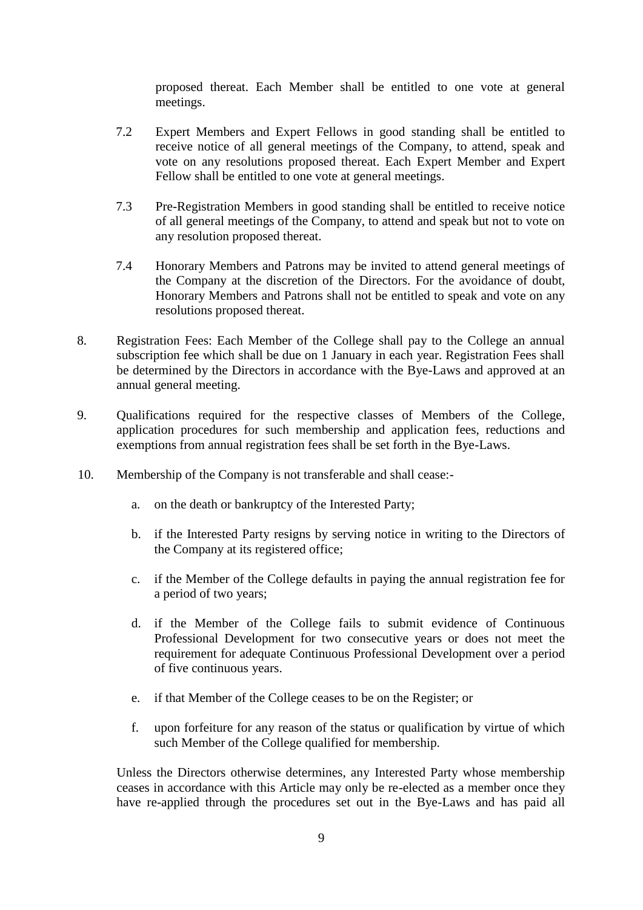proposed thereat. Each Member shall be entitled to one vote at general meetings.

7.2 Expert Members and Expert Fellows in good standing shall be entitled to receive notice of all general meetings of the Company, to attend, speak and vote on any resolutions proposed thereat. Each Expert Member and Expert Fellow shall be entitled to one vote at general meetings.

7.3 Pre-Registration Members in good standing shall be entitled to receive notice of all general meetings of the Company, to attend and speak but not to vote on any resolution proposed thereat.

7.4 Honorary Members and Patrons may be invited to attend general meetings of the Company at the discretion of the Directors. For the avoidance of doubt, Honorary Members and Patrons shall not be entitled to speak and vote on any resolutions proposed thereat.

8. Registration Fees: Each Member of the College shall pay to the College an annual subscription fee which shall be due on 1 January in each year. Registration Fees shall be determined by the Directors in accordance with the Bye-Laws and approved at an annual general meeting.

9. Qualifications required for the respective classes of Members of the College, application procedures for such membership and application fees, reductions and exemptions from annual registration fees shall be set forth in the Bye-Laws.

10. Membership of the Company is not transferable and shall cease:-

   a. on the death or bankruptcy of the Interested Party;

   b. if the Interested Party resigns by serving notice in writing to the Directors of the Company at its registered office;

   c. if the Member of the College defaults in paying the annual registration fee for a period of two years;

   d. if the Member of the College fails to submit evidence of Continuous Professional Development for two consecutive years or does not meet the requirement for adequate Continuous Professional Development over a period of five continuous years.

   e. if that Member of the College ceases to be on the Register; or

   f. upon forfeiture for any reason of the status or qualification by virtue of which such Member of the College qualified for membership.

Unless the Directors otherwise determines, any Interested Party whose membership ceases in accordance with this Article may only be re-elected as a member once they have re-applied through the procedures set out in the Bye-Laws and has paid all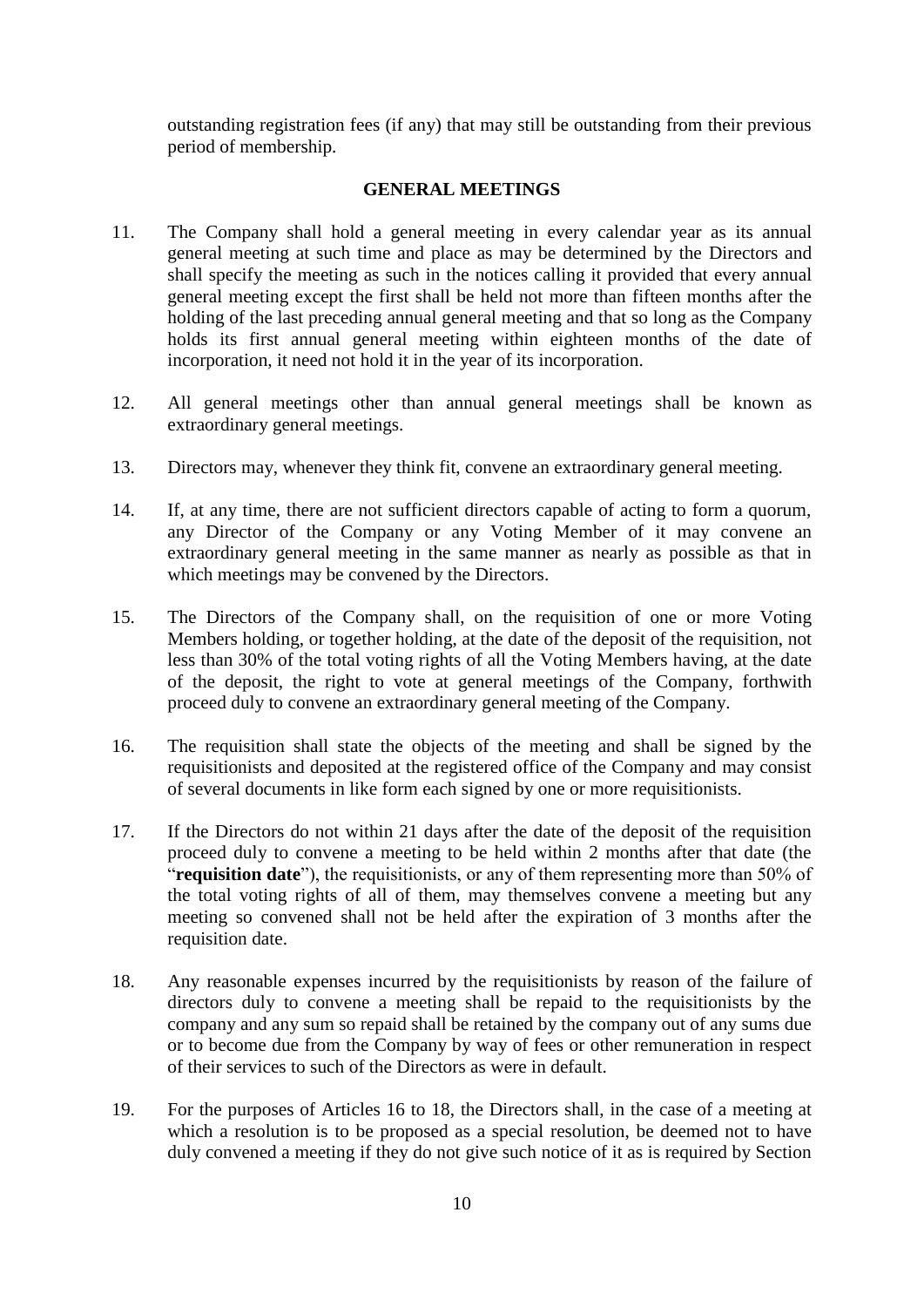outstanding registration fees (if any) that may still be outstanding from their previous period of membership.

## GENERAL MEETINGS

11. The Company shall hold a general meeting in every calendar year as its annual general meeting at such time and place as may be determined by the Directors and shall specify the meeting as such in the notices calling it provided that every annual general meeting except the first shall be held not more than fifteen months after the holding of the last preceding annual general meeting and that so long as the Company holds its first annual general meeting within eighteen months of the date of incorporation, it need not hold it in the year of its incorporation.

12. All general meetings other than annual general meetings shall be known as extraordinary general meetings.

13. Directors may, whenever they think fit, convene an extraordinary general meeting.

14. If, at any time, there are not sufficient directors capable of acting to form a quorum, any Director of the Company or any Voting Member of it may convene an extraordinary general meeting in the same manner as nearly as possible as that in which meetings may be convened by the Directors.

15. The Directors of the Company shall, on the requisition of one or more Voting Members holding, or together holding, at the date of the deposit of the requisition, not less than 30% of the total voting rights of all the Voting Members having, at the date of the deposit, the right to vote at general meetings of the Company, forthwith proceed duly to convene an extraordinary general meeting of the Company.

16. The requisition shall state the objects of the meeting and shall be signed by the requisitionists and deposited at the registered office of the Company and may consist of several documents in like form each signed by one or more requisitionists.

17. If the Directors do not within 21 days after the date of the deposit of the requisition proceed duly to convene a meeting to be held within 2 months after that date (the "**requisition date**"), the requisitionists, or any of them representing more than 50% of the total voting rights of all of them, may themselves convene a meeting but any meeting so convened shall not be held after the expiration of 3 months after the requisition date.

18. Any reasonable expenses incurred by the requisitionists by reason of the failure of directors duly to convene a meeting shall be repaid to the requisitionists by the company and any sum so repaid shall be retained by the company out of any sums due or to become due from the Company by way of fees or other remuneration in respect of their services to such of the Directors as were in default.

19. For the purposes of Articles 16 to 18, the Directors shall, in the case of a meeting at which a resolution is to be proposed as a special resolution, be deemed not to have duly convened a meeting if they do not give such notice of it as is required by Section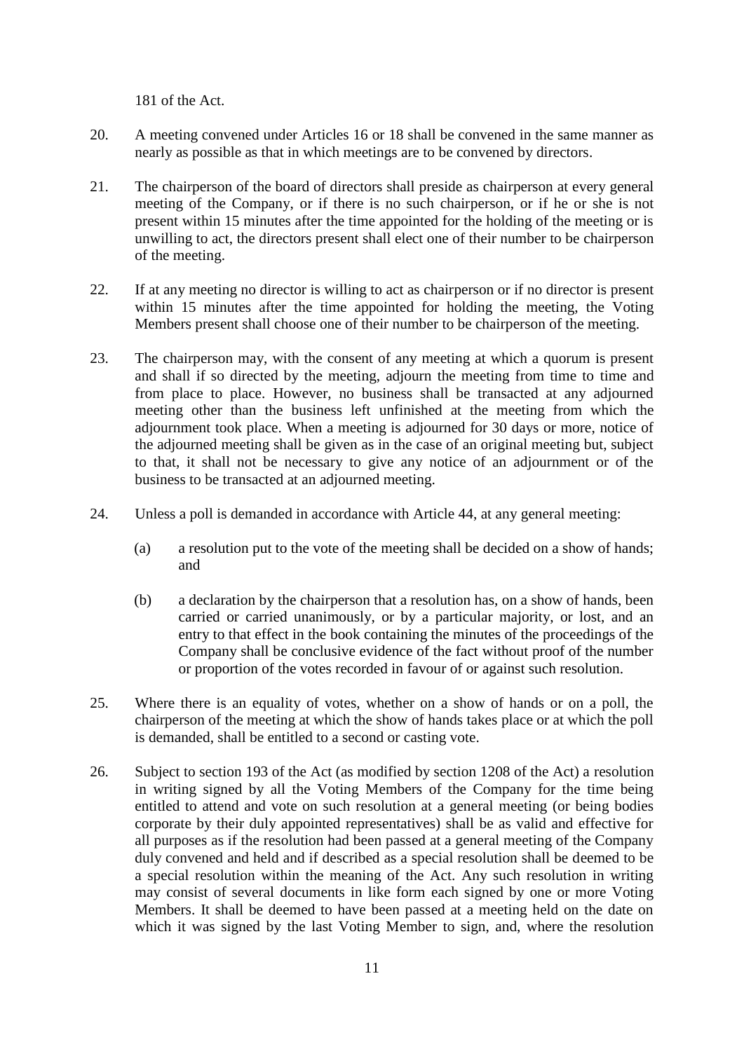181 of the Act.

20. A meeting convened under Articles 16 or 18 shall be convened in the same manner as nearly as possible as that in which meetings are to be convened by directors.

21. The chairperson of the board of directors shall preside as chairperson at every general meeting of the Company, or if there is no such chairperson, or if he or she is not present within 15 minutes after the time appointed for the holding of the meeting or is unwilling to act, the directors present shall elect one of their number to be chairperson of the meeting.

22. If at any meeting no director is willing to act as chairperson or if no director is present within 15 minutes after the time appointed for holding the meeting, the Voting Members present shall choose one of their number to be chairperson of the meeting.

23. The chairperson may, with the consent of any meeting at which a quorum is present and shall if so directed by the meeting, adjourn the meeting from time to time and from place to place. However, no business shall be transacted at any adjourned meeting other than the business left unfinished at the meeting from which the adjournment took place. When a meeting is adjourned for 30 days or more, notice of the adjourned meeting shall be given as in the case of an original meeting but, subject to that, it shall not be necessary to give any notice of an adjournment or of the business to be transacted at an adjourned meeting.

24. Unless a poll is demanded in accordance with Article 44, at any general meeting:

    (a) a resolution put to the vote of the meeting shall be decided on a show of hands; and

    (b) a declaration by the chairperson that a resolution has, on a show of hands, been carried or carried unanimously, or by a particular majority, or lost, and an entry to that effect in the book containing the minutes of the proceedings of the Company shall be conclusive evidence of the fact without proof of the number or proportion of the votes recorded in favour of or against such resolution.

25. Where there is an equality of votes, whether on a show of hands or on a poll, the chairperson of the meeting at which the show of hands takes place or at which the poll is demanded, shall be entitled to a second or casting vote.

26. Subject to section 193 of the Act (as modified by section 1208 of the Act) a resolution in writing signed by all the Voting Members of the Company for the time being entitled to attend and vote on such resolution at a general meeting (or being bodies corporate by their duly appointed representatives) shall be as valid and effective for all purposes as if the resolution had been passed at a general meeting of the Company duly convened and held and if described as a special resolution shall be deemed to be a special resolution within the meaning of the Act. Any such resolution in writing may consist of several documents in like form each signed by one or more Voting Members. It shall be deemed to have been passed at a meeting held on the date on which it was signed by the last Voting Member to sign, and, where the resolution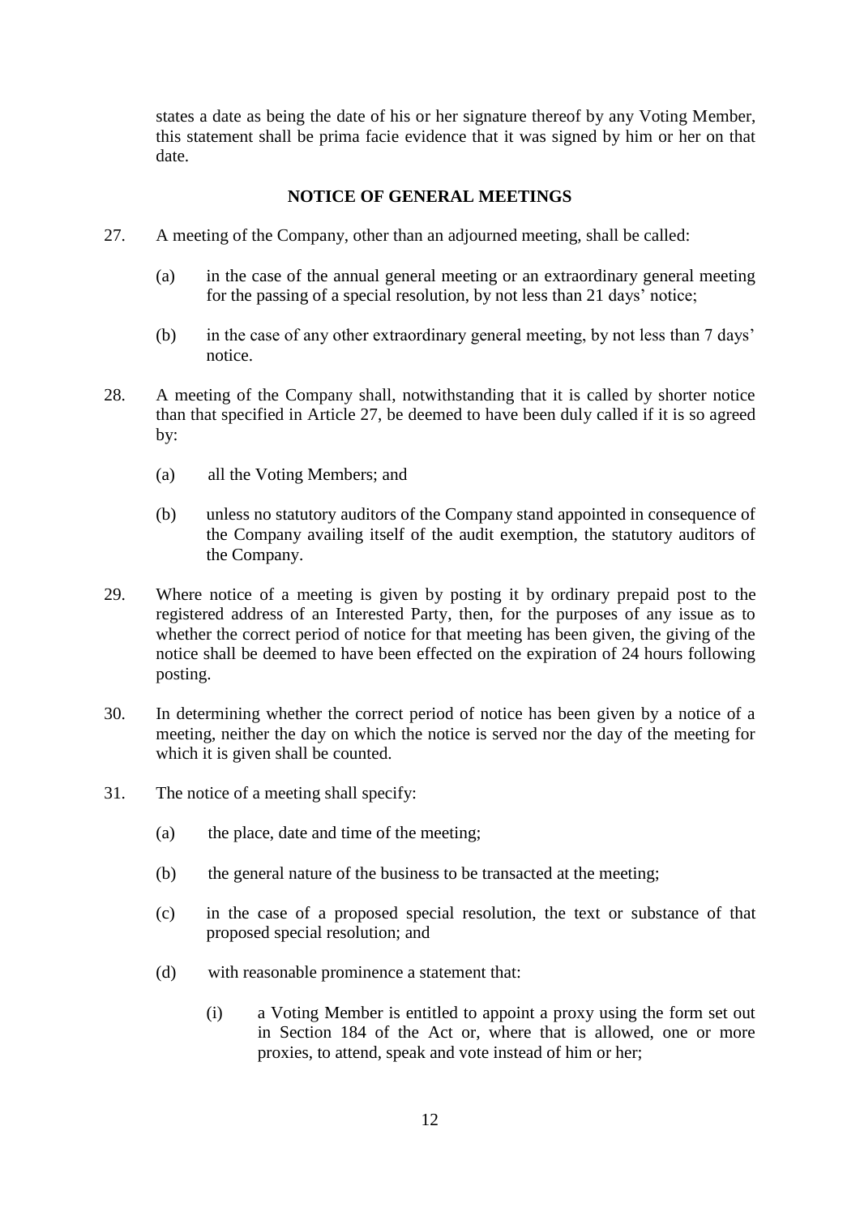states a date as being the date of his or her signature thereof by any Voting Member, this statement shall be prima facie evidence that it was signed by him or her on that date.

## NOTICE OF GENERAL MEETINGS

27. A meeting of the Company, other than an adjourned meeting, shall be called:

    (a) in the case of the annual general meeting or an extraordinary general meeting for the passing of a special resolution, by not less than 21 days' notice;

    (b) in the case of any other extraordinary general meeting, by not less than 7 days' notice.

28. A meeting of the Company shall, notwithstanding that it is called by shorter notice than that specified in Article 27, be deemed to have been duly called if it is so agreed by:

    (a) all the Voting Members; and

    (b) unless no statutory auditors of the Company stand appointed in consequence of the Company availing itself of the audit exemption, the statutory auditors of the Company.

29. Where notice of a meeting is given by posting it by ordinary prepaid post to the registered address of an Interested Party, then, for the purposes of any issue as to whether the correct period of notice for that meeting has been given, the giving of the notice shall be deemed to have been effected on the expiration of 24 hours following posting.

30. In determining whether the correct period of notice has been given by a notice of a meeting, neither the day on which the notice is served nor the day of the meeting for which it is given shall be counted.

31. The notice of a meeting shall specify:

    (a) the place, date and time of the meeting;

    (b) the general nature of the business to be transacted at the meeting;

    (c) in the case of a proposed special resolution, the text or substance of that proposed special resolution; and

    (d) with reasonable prominence a statement that:

        (i) a Voting Member is entitled to appoint a proxy using the form set out in Section 184 of the Act or, where that is allowed, one or more proxies, to attend, speak and vote instead of him or her;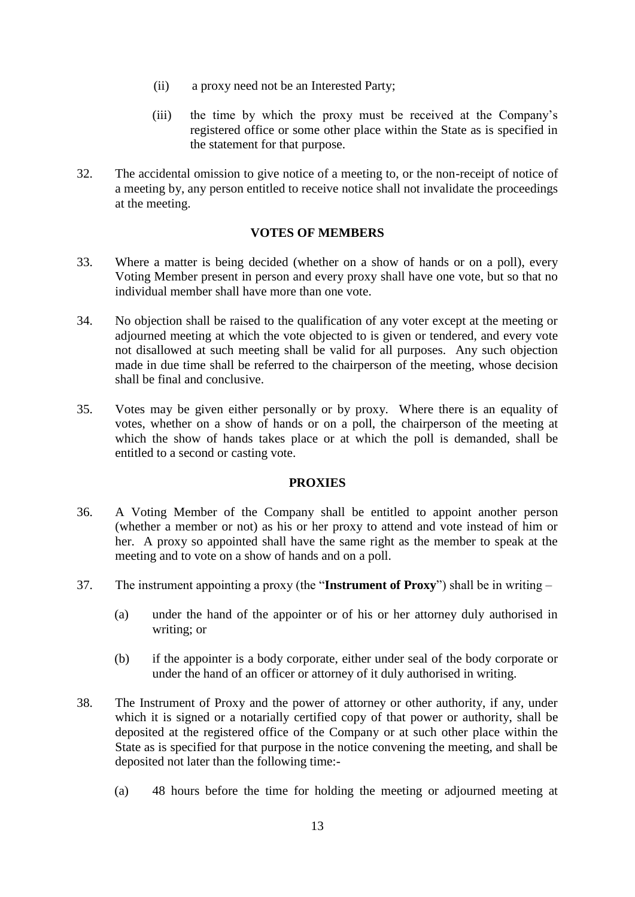(ii) a proxy need not be an Interested Party;

(iii) the time by which the proxy must be received at the Company's registered office or some other place within the State as is specified in the statement for that purpose.

32. The accidental omission to give notice of a meeting to, or the non-receipt of notice of a meeting by, any person entitled to receive notice shall not invalidate the proceedings at the meeting.

## VOTES OF MEMBERS

33. Where a matter is being decided (whether on a show of hands or on a poll), every Voting Member present in person and every proxy shall have one vote, but so that no individual member shall have more than one vote.

34. No objection shall be raised to the qualification of any voter except at the meeting or adjourned meeting at which the vote objected to is given or tendered, and every vote not disallowed at such meeting shall be valid for all purposes. Any such objection made in due time shall be referred to the chairperson of the meeting, whose decision shall be final and conclusive.

35. Votes may be given either personally or by proxy. Where there is an equality of votes, whether on a show of hands or on a poll, the chairperson of the meeting at which the show of hands takes place or at which the poll is demanded, shall be entitled to a second or casting vote.

## PROXIES

36. A Voting Member of the Company shall be entitled to appoint another person (whether a member or not) as his or her proxy to attend and vote instead of him or her. A proxy so appointed shall have the same right as the member to speak at the meeting and to vote on a show of hands and on a poll.

37. The instrument appointing a proxy (the "**Instrument of Proxy**") shall be in writing –

(a) under the hand of the appointer or of his or her attorney duly authorised in writing; or

(b) if the appointer is a body corporate, either under seal of the body corporate or under the hand of an officer or attorney of it duly authorised in writing.

38. The Instrument of Proxy and the power of attorney or other authority, if any, under which it is signed or a notarially certified copy of that power or authority, shall be deposited at the registered office of the Company or at such other place within the State as is specified for that purpose in the notice convening the meeting, and shall be deposited not later than the following time:-

(a) 48 hours before the time for holding the meeting or adjourned meeting at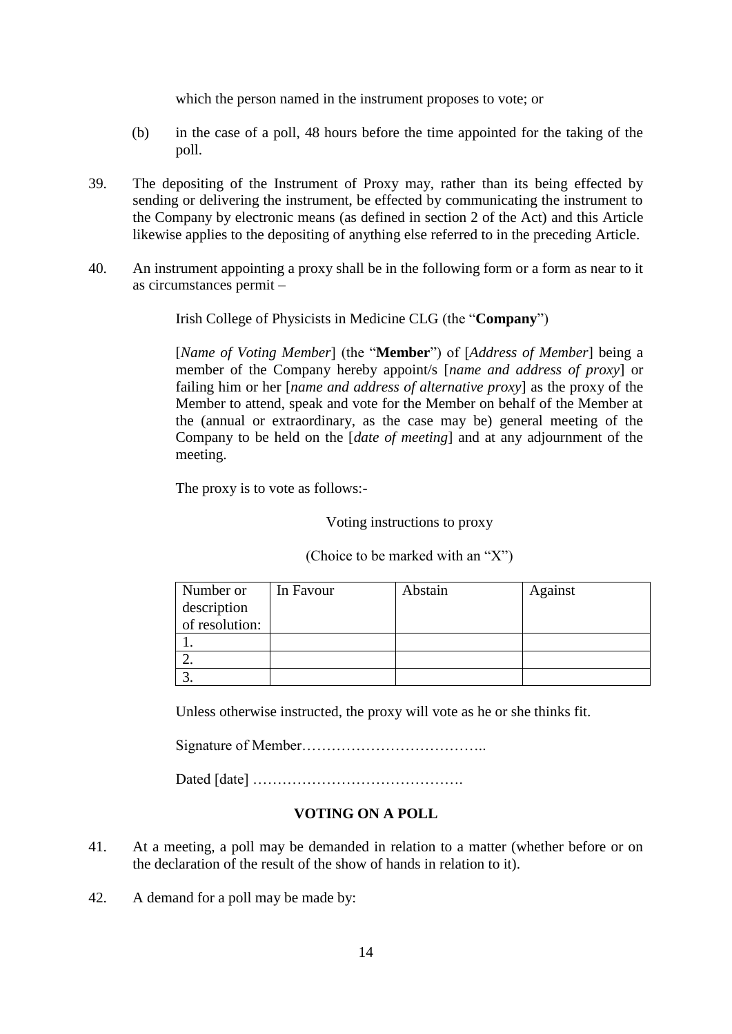which the person named in the instrument proposes to vote; or

(b) in the case of a poll, 48 hours before the time appointed for the taking of the poll.

39. The depositing of the Instrument of Proxy may, rather than its being effected by sending or delivering the instrument, be effected by communicating the instrument to the Company by electronic means (as defined in section 2 of the Act) and this Article likewise applies to the depositing of anything else referred to in the preceding Article.

40. An instrument appointing a proxy shall be in the following form or a form as near to it as circumstances permit –

Irish College of Physicists in Medicine CLG (the "**Company**")

[*Name of Voting Member*] (the "**Member**") of [*Address of Member*] being a member of the Company hereby appoint/s [*name and address of proxy*] or failing him or her [*name and address of alternative proxy*] as the proxy of the Member to attend, speak and vote for the Member on behalf of the Member at the (annual or extraordinary, as the case may be) general meeting of the Company to be held on the [*date of meeting*] and at any adjournment of the meeting.

The proxy is to vote as follows:-

Voting instructions to proxy

(Choice to be marked with an "X")

| Number or description of resolution: | In Favour | Abstain | Against |
|---|---|---|---|
| 1. | | | |
| 2. | | | |
| 3. | | | |

Unless otherwise instructed, the proxy will vote as he or she thinks fit.

Signature of Member………………………………..

Dated [date] …………………………………….

## VOTING ON A POLL

41. At a meeting, a poll may be demanded in relation to a matter (whether before or on the declaration of the result of the show of hands in relation to it).

42. A demand for a poll may be made by: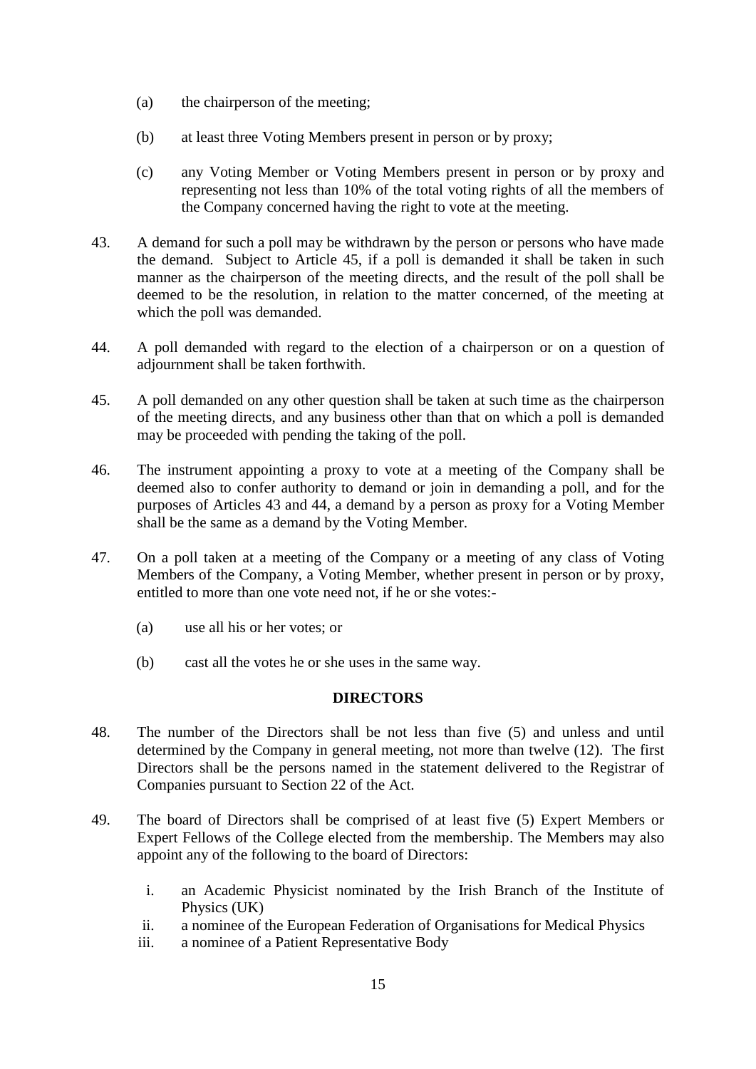(a) the chairperson of the meeting;

(b) at least three Voting Members present in person or by proxy;

(c) any Voting Member or Voting Members present in person or by proxy and representing not less than 10% of the total voting rights of all the members of the Company concerned having the right to vote at the meeting.

43. A demand for such a poll may be withdrawn by the person or persons who have made the demand. Subject to Article 45, if a poll is demanded it shall be taken in such manner as the chairperson of the meeting directs, and the result of the poll shall be deemed to be the resolution, in relation to the matter concerned, of the meeting at which the poll was demanded.

44. A poll demanded with regard to the election of a chairperson or on a question of adjournment shall be taken forthwith.

45. A poll demanded on any other question shall be taken at such time as the chairperson of the meeting directs, and any business other than that on which a poll is demanded may be proceeded with pending the taking of the poll.

46. The instrument appointing a proxy to vote at a meeting of the Company shall be deemed also to confer authority to demand or join in demanding a poll, and for the purposes of Articles 43 and 44, a demand by a person as proxy for a Voting Member shall be the same as a demand by the Voting Member.

47. On a poll taken at a meeting of the Company or a meeting of any class of Voting Members of the Company, a Voting Member, whether present in person or by proxy, entitled to more than one vote need not, if he or she votes:-

(a) use all his or her votes; or

(b) cast all the votes he or she uses in the same way.

## DIRECTORS

48. The number of the Directors shall be not less than five (5) and unless and until determined by the Company in general meeting, not more than twelve (12). The first Directors shall be the persons named in the statement delivered to the Registrar of Companies pursuant to Section 22 of the Act.

49. The board of Directors shall be comprised of at least five (5) Expert Members or Expert Fellows of the College elected from the membership. The Members may also appoint any of the following to the board of Directors:

i. an Academic Physicist nominated by the Irish Branch of the Institute of Physics (UK)
ii. a nominee of the European Federation of Organisations for Medical Physics
iii. a nominee of a Patient Representative Body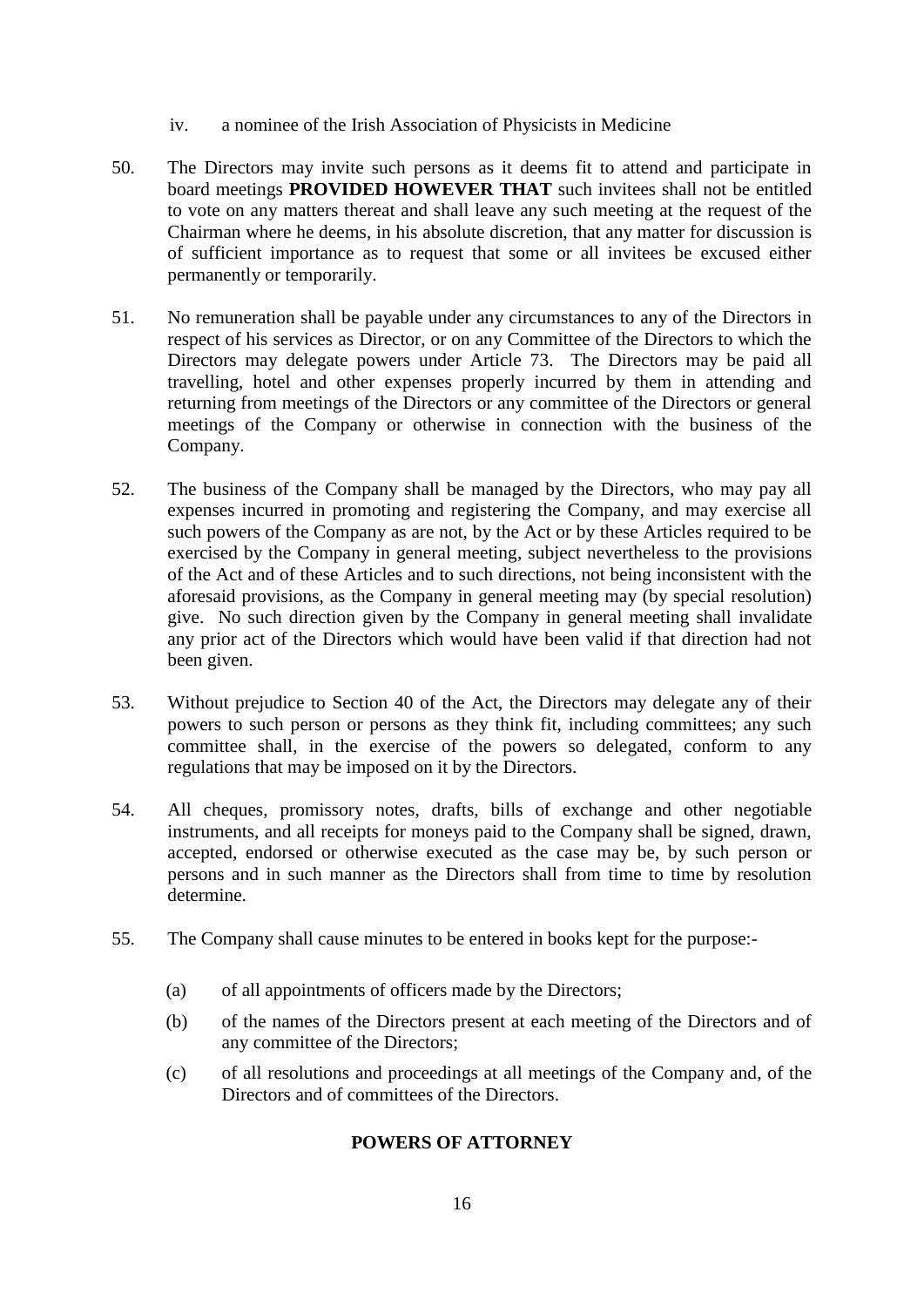iv. a nominee of the Irish Association of Physicists in Medicine

50. The Directors may invite such persons as it deems fit to attend and participate in board meetings **PROVIDED HOWEVER THAT** such invitees shall not be entitled to vote on any matters thereat and shall leave any such meeting at the request of the Chairman where he deems, in his absolute discretion, that any matter for discussion is of sufficient importance as to request that some or all invitees be excused either permanently or temporarily.

51. No remuneration shall be payable under any circumstances to any of the Directors in respect of his services as Director, or on any Committee of the Directors to which the Directors may delegate powers under Article 73. The Directors may be paid all travelling, hotel and other expenses properly incurred by them in attending and returning from meetings of the Directors or any committee of the Directors or general meetings of the Company or otherwise in connection with the business of the Company.

52. The business of the Company shall be managed by the Directors, who may pay all expenses incurred in promoting and registering the Company, and may exercise all such powers of the Company as are not, by the Act or by these Articles required to be exercised by the Company in general meeting, subject nevertheless to the provisions of the Act and of these Articles and to such directions, not being inconsistent with the aforesaid provisions, as the Company in general meeting may (by special resolution) give. No such direction given by the Company in general meeting shall invalidate any prior act of the Directors which would have been valid if that direction had not been given.

53. Without prejudice to Section 40 of the Act, the Directors may delegate any of their powers to such person or persons as they think fit, including committees; any such committee shall, in the exercise of the powers so delegated, conform to any regulations that may be imposed on it by the Directors.

54. All cheques, promissory notes, drafts, bills of exchange and other negotiable instruments, and all receipts for moneys paid to the Company shall be signed, drawn, accepted, endorsed or otherwise executed as the case may be, by such person or persons and in such manner as the Directors shall from time to time by resolution determine.

55. The Company shall cause minutes to be entered in books kept for the purpose:-

(a) of all appointments of officers made by the Directors;

(b) of the names of the Directors present at each meeting of the Directors and of any committee of the Directors;

(c) of all resolutions and proceedings at all meetings of the Company and, of the Directors and of committees of the Directors.

## POWERS OF ATTORNEY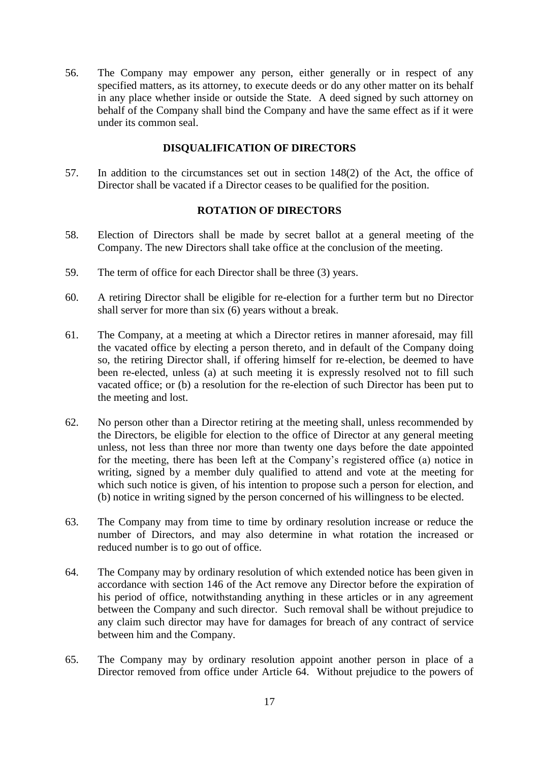56. The Company may empower any person, either generally or in respect of any specified matters, as its attorney, to execute deeds or do any other matter on its behalf in any place whether inside or outside the State. A deed signed by such attorney on behalf of the Company shall bind the Company and have the same effect as if it were under its common seal.

## DISQUALIFICATION OF DIRECTORS

57. In addition to the circumstances set out in section 148(2) of the Act, the office of Director shall be vacated if a Director ceases to be qualified for the position.

## ROTATION OF DIRECTORS

58. Election of Directors shall be made by secret ballot at a general meeting of the Company. The new Directors shall take office at the conclusion of the meeting.

59. The term of office for each Director shall be three (3) years.

60. A retiring Director shall be eligible for re-election for a further term but no Director shall server for more than six (6) years without a break.

61. The Company, at a meeting at which a Director retires in manner aforesaid, may fill the vacated office by electing a person thereto, and in default of the Company doing so, the retiring Director shall, if offering himself for re-election, be deemed to have been re-elected, unless (a) at such meeting it is expressly resolved not to fill such vacated office; or (b) a resolution for the re-election of such Director has been put to the meeting and lost.

62. No person other than a Director retiring at the meeting shall, unless recommended by the Directors, be eligible for election to the office of Director at any general meeting unless, not less than three nor more than twenty one days before the date appointed for the meeting, there has been left at the Company's registered office (a) notice in writing, signed by a member duly qualified to attend and vote at the meeting for which such notice is given, of his intention to propose such a person for election, and (b) notice in writing signed by the person concerned of his willingness to be elected.

63. The Company may from time to time by ordinary resolution increase or reduce the number of Directors, and may also determine in what rotation the increased or reduced number is to go out of office.

64. The Company may by ordinary resolution of which extended notice has been given in accordance with section 146 of the Act remove any Director before the expiration of his period of office, notwithstanding anything in these articles or in any agreement between the Company and such director. Such removal shall be without prejudice to any claim such director may have for damages for breach of any contract of service between him and the Company.

65. The Company may by ordinary resolution appoint another person in place of a Director removed from office under Article 64. Without prejudice to the powers of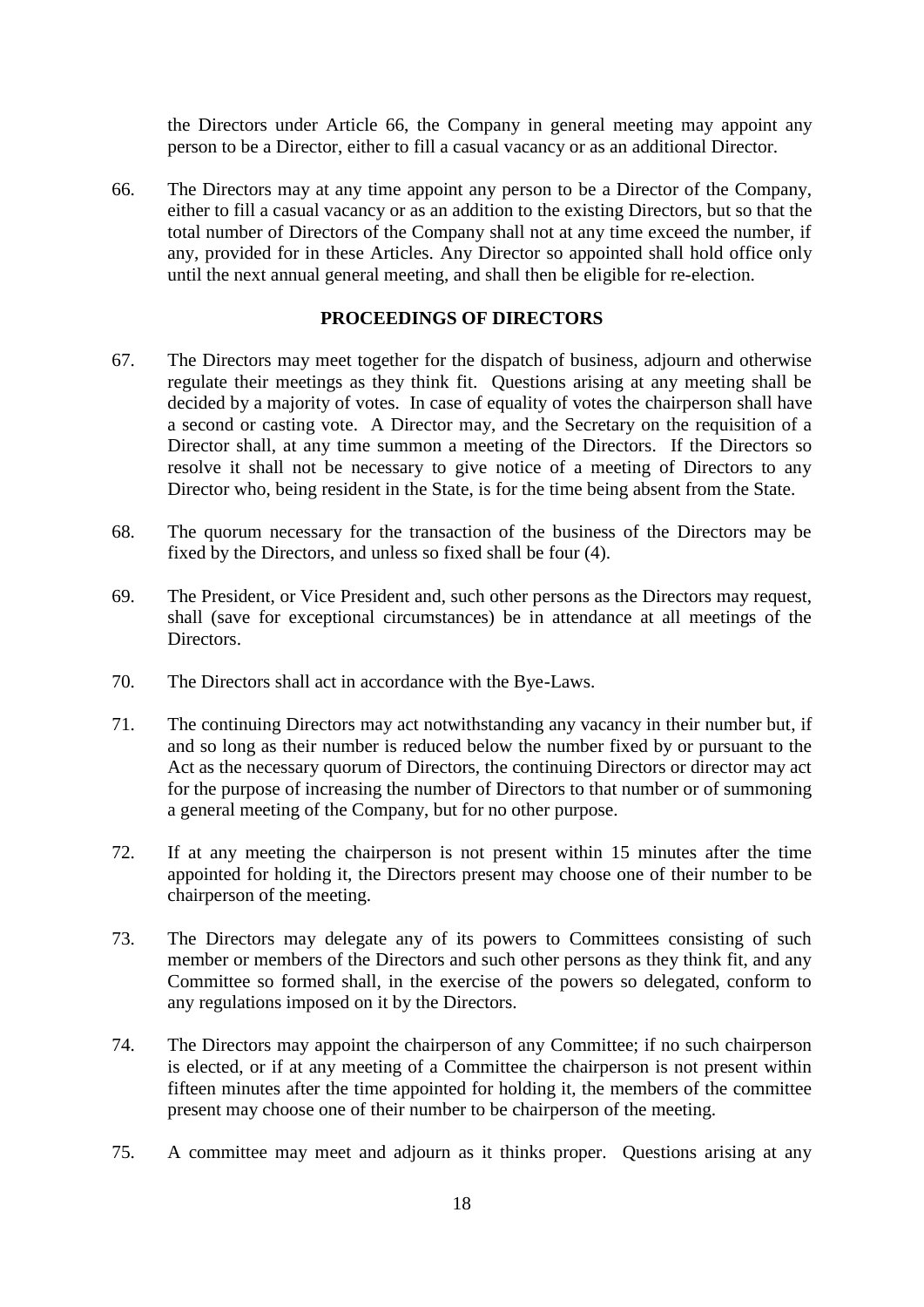the Directors under Article 66, the Company in general meeting may appoint any person to be a Director, either to fill a casual vacancy or as an additional Director.

66. The Directors may at any time appoint any person to be a Director of the Company, either to fill a casual vacancy or as an addition to the existing Directors, but so that the total number of Directors of the Company shall not at any time exceed the number, if any, provided for in these Articles. Any Director so appointed shall hold office only until the next annual general meeting, and shall then be eligible for re-election.

### PROCEEDINGS OF DIRECTORS

67. The Directors may meet together for the dispatch of business, adjourn and otherwise regulate their meetings as they think fit. Questions arising at any meeting shall be decided by a majority of votes. In case of equality of votes the chairperson shall have a second or casting vote. A Director may, and the Secretary on the requisition of a Director shall, at any time summon a meeting of the Directors. If the Directors so resolve it shall not be necessary to give notice of a meeting of Directors to any Director who, being resident in the State, is for the time being absent from the State.

68. The quorum necessary for the transaction of the business of the Directors may be fixed by the Directors, and unless so fixed shall be four (4).

69. The President, or Vice President and, such other persons as the Directors may request, shall (save for exceptional circumstances) be in attendance at all meetings of the Directors.

70. The Directors shall act in accordance with the Bye-Laws.

71. The continuing Directors may act notwithstanding any vacancy in their number but, if and so long as their number is reduced below the number fixed by or pursuant to the Act as the necessary quorum of Directors, the continuing Directors or director may act for the purpose of increasing the number of Directors to that number or of summoning a general meeting of the Company, but for no other purpose.

72. If at any meeting the chairperson is not present within 15 minutes after the time appointed for holding it, the Directors present may choose one of their number to be chairperson of the meeting.

73. The Directors may delegate any of its powers to Committees consisting of such member or members of the Directors and such other persons as they think fit, and any Committee so formed shall, in the exercise of the powers so delegated, conform to any regulations imposed on it by the Directors.

74. The Directors may appoint the chairperson of any Committee; if no such chairperson is elected, or if at any meeting of a Committee the chairperson is not present within fifteen minutes after the time appointed for holding it, the members of the committee present may choose one of their number to be chairperson of the meeting.

75. A committee may meet and adjourn as it thinks proper. Questions arising at any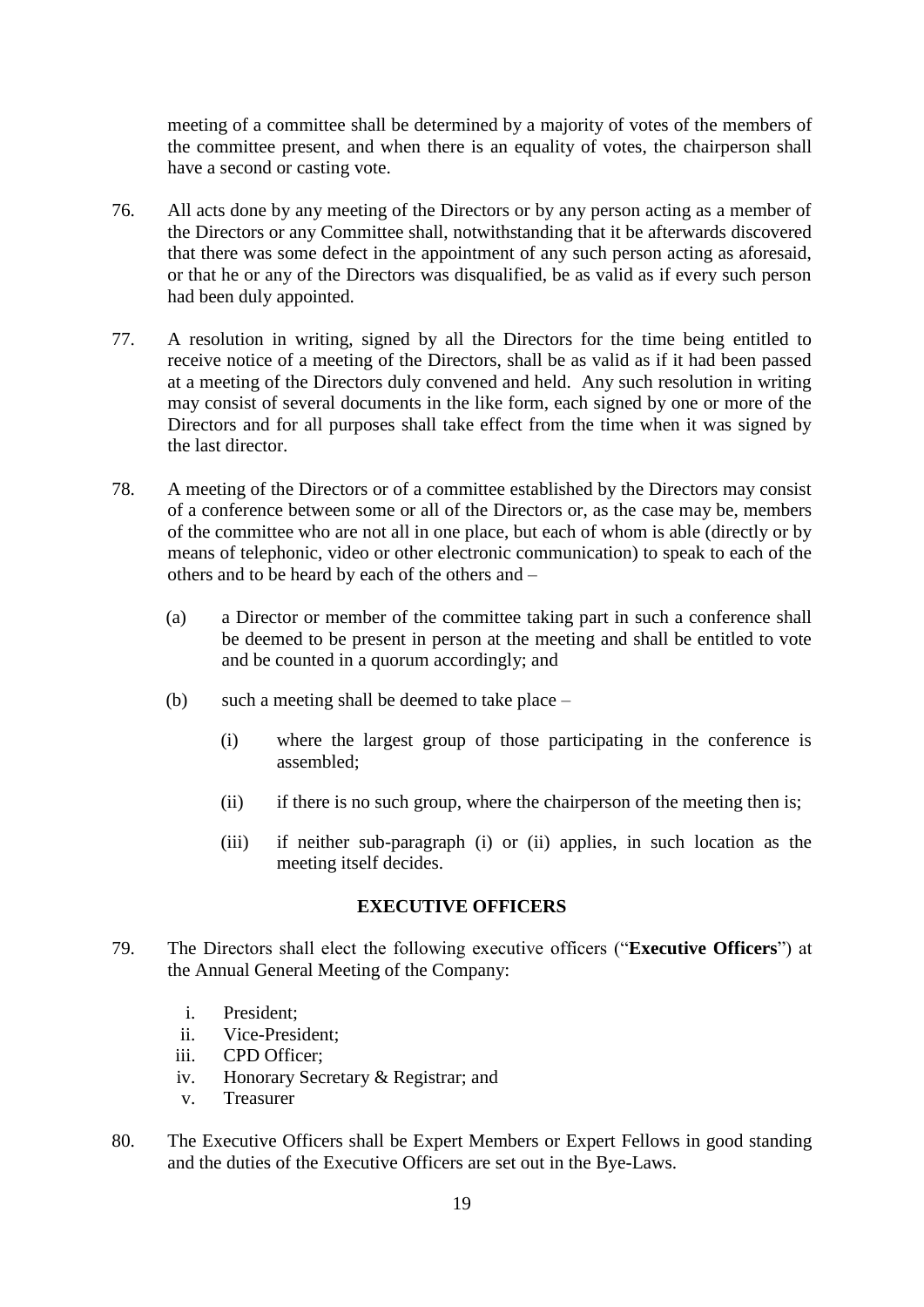meeting of a committee shall be determined by a majority of votes of the members of the committee present, and when there is an equality of votes, the chairperson shall have a second or casting vote.

76. All acts done by any meeting of the Directors or by any person acting as a member of the Directors or any Committee shall, notwithstanding that it be afterwards discovered that there was some defect in the appointment of any such person acting as aforesaid, or that he or any of the Directors was disqualified, be as valid as if every such person had been duly appointed.

77. A resolution in writing, signed by all the Directors for the time being entitled to receive notice of a meeting of the Directors, shall be as valid as if it had been passed at a meeting of the Directors duly convened and held. Any such resolution in writing may consist of several documents in the like form, each signed by one or more of the Directors and for all purposes shall take effect from the time when it was signed by the last director.

78. A meeting of the Directors or of a committee established by the Directors may consist of a conference between some or all of the Directors or, as the case may be, members of the committee who are not all in one place, but each of whom is able (directly or by means of telephonic, video or other electronic communication) to speak to each of the others and to be heard by each of the others and –

   (a) a Director or member of the committee taking part in such a conference shall be deemed to be present in person at the meeting and shall be entitled to vote and be counted in a quorum accordingly; and

   (b) such a meeting shall be deemed to take place –

      (i) where the largest group of those participating in the conference is assembled;

      (ii) if there is no such group, where the chairperson of the meeting then is;

      (iii) if neither sub-paragraph (i) or (ii) applies, in such location as the meeting itself decides.

## EXECUTIVE OFFICERS

79. The Directors shall elect the following executive officers ("**Executive Officers**") at the Annual General Meeting of the Company:

   i. President;
   ii. Vice-President;
   iii. CPD Officer;
   iv. Honorary Secretary & Registrar; and
   v. Treasurer

80. The Executive Officers shall be Expert Members or Expert Fellows in good standing and the duties of the Executive Officers are set out in the Bye-Laws.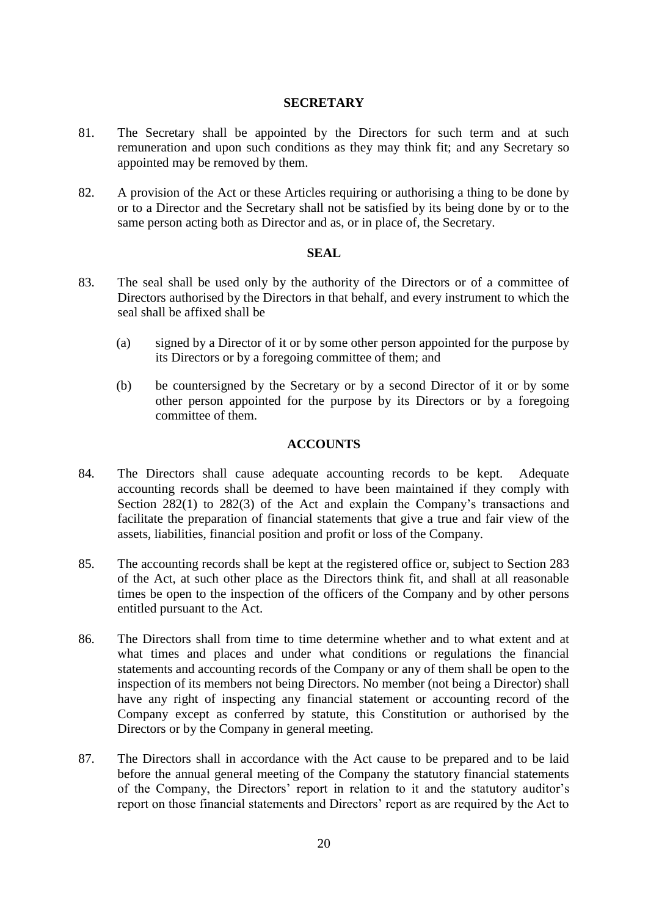## SECRETARY

81. The Secretary shall be appointed by the Directors for such term and at such remuneration and upon such conditions as they may think fit; and any Secretary so appointed may be removed by them.

82. A provision of the Act or these Articles requiring or authorising a thing to be done by or to a Director and the Secretary shall not be satisfied by its being done by or to the same person acting both as Director and as, or in place of, the Secretary.

## SEAL

83. The seal shall be used only by the authority of the Directors or of a committee of Directors authorised by the Directors in that behalf, and every instrument to which the seal shall be affixed shall be

    (a) signed by a Director of it or by some other person appointed for the purpose by its Directors or by a foregoing committee of them; and

    (b) be countersigned by the Secretary or by a second Director of it or by some other person appointed for the purpose by its Directors or by a foregoing committee of them.

## ACCOUNTS

84. The Directors shall cause adequate accounting records to be kept. Adequate accounting records shall be deemed to have been maintained if they comply with Section 282(1) to 282(3) of the Act and explain the Company's transactions and facilitate the preparation of financial statements that give a true and fair view of the assets, liabilities, financial position and profit or loss of the Company.

85. The accounting records shall be kept at the registered office or, subject to Section 283 of the Act, at such other place as the Directors think fit, and shall at all reasonable times be open to the inspection of the officers of the Company and by other persons entitled pursuant to the Act.

86. The Directors shall from time to time determine whether and to what extent and at what times and places and under what conditions or regulations the financial statements and accounting records of the Company or any of them shall be open to the inspection of its members not being Directors. No member (not being a Director) shall have any right of inspecting any financial statement or accounting record of the Company except as conferred by statute, this Constitution or authorised by the Directors or by the Company in general meeting.

87. The Directors shall in accordance with the Act cause to be prepared and to be laid before the annual general meeting of the Company the statutory financial statements of the Company, the Directors' report in relation to it and the statutory auditor's report on those financial statements and Directors' report as are required by the Act to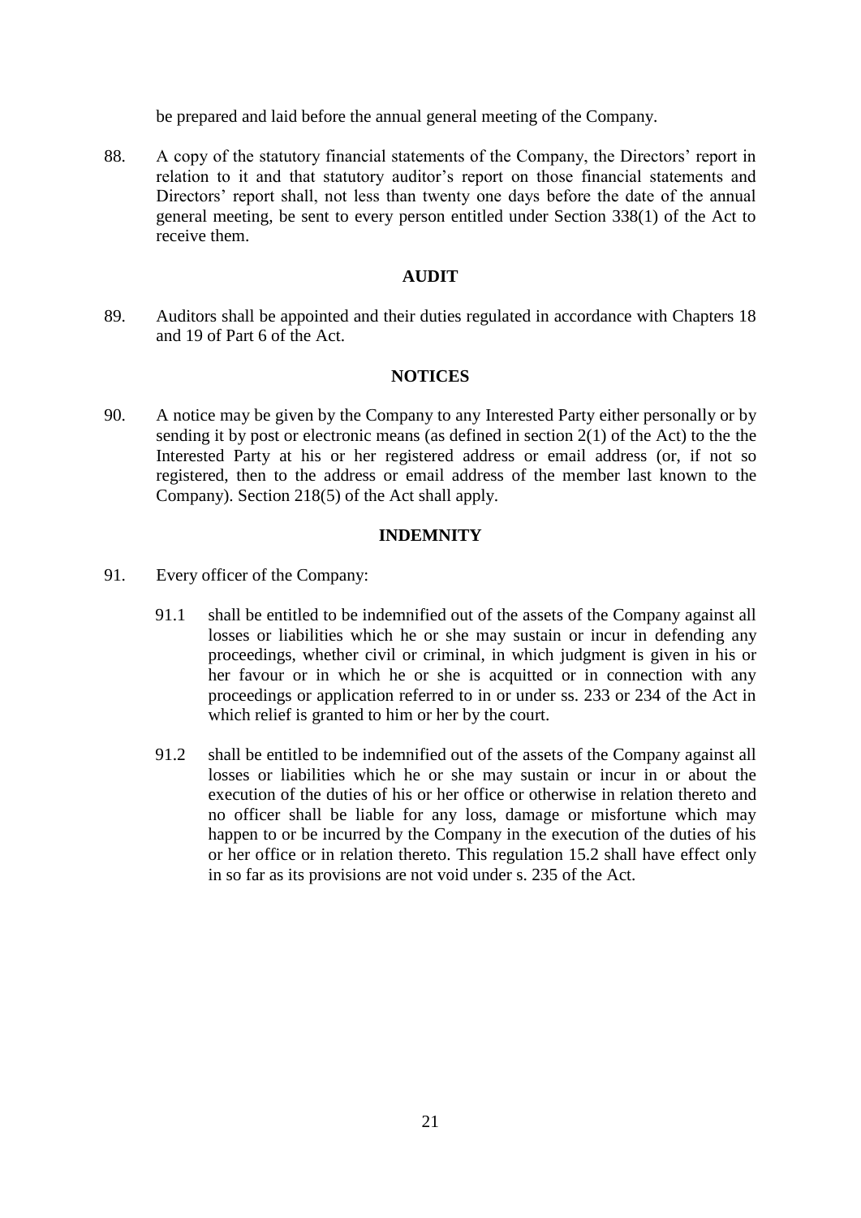be prepared and laid before the annual general meeting of the Company.

88. A copy of the statutory financial statements of the Company, the Directors' report in relation to it and that statutory auditor's report on those financial statements and Directors' report shall, not less than twenty one days before the date of the annual general meeting, be sent to every person entitled under Section 338(1) of the Act to receive them.

**AUDIT**

89. Auditors shall be appointed and their duties regulated in accordance with Chapters 18 and 19 of Part 6 of the Act.

**NOTICES**

90. A notice may be given by the Company to any Interested Party either personally or by sending it by post or electronic means (as defined in section 2(1) of the Act) to the the Interested Party at his or her registered address or email address (or, if not so registered, then to the address or email address of the member last known to the Company). Section 218(5) of the Act shall apply.

**INDEMNITY**

91. Every officer of the Company:

    91.1 shall be entitled to be indemnified out of the assets of the Company against all losses or liabilities which he or she may sustain or incur in defending any proceedings, whether civil or criminal, in which judgment is given in his or her favour or in which he or she is acquitted or in connection with any proceedings or application referred to in or under ss. 233 or 234 of the Act in which relief is granted to him or her by the court.

    91.2 shall be entitled to be indemnified out of the assets of the Company against all losses or liabilities which he or she may sustain or incur in or about the execution of the duties of his or her office or otherwise in relation thereto and no officer shall be liable for any loss, damage or misfortune which may happen to or be incurred by the Company in the execution of the duties of his or her office or in relation thereto. This regulation 15.2 shall have effect only in so far as its provisions are not void under s. 235 of the Act.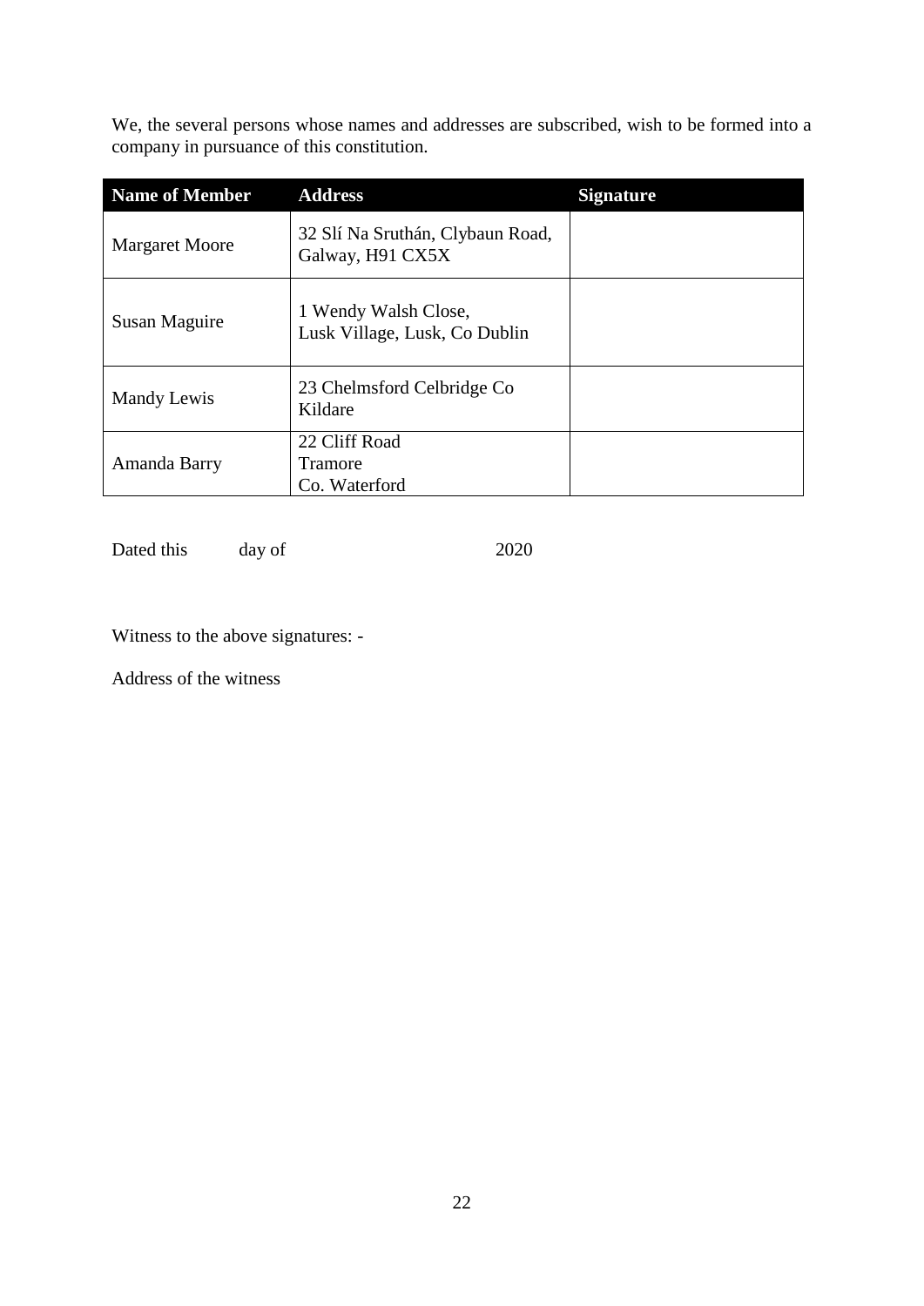We, the several persons whose names and addresses are subscribed, wish to be formed into a company in pursuance of this constitution.

| **Name of Member** | **Address** | **Signature** |
|---|---|---|
| Margaret Moore | 32 Slí Na Sruthán, Clybaun Road, Galway, H91 CX5X | |
| Susan Maguire | 1 Wendy Walsh Close, Lusk Village, Lusk, Co Dublin | |
| Mandy Lewis | 23 Chelmsford Celbridge Co Kildare | |
| Amanda Barry | 22 Cliff Road Tramore Co. Waterford | |

Dated this day of 2020

Witness to the above signatures: -

Address of the witness